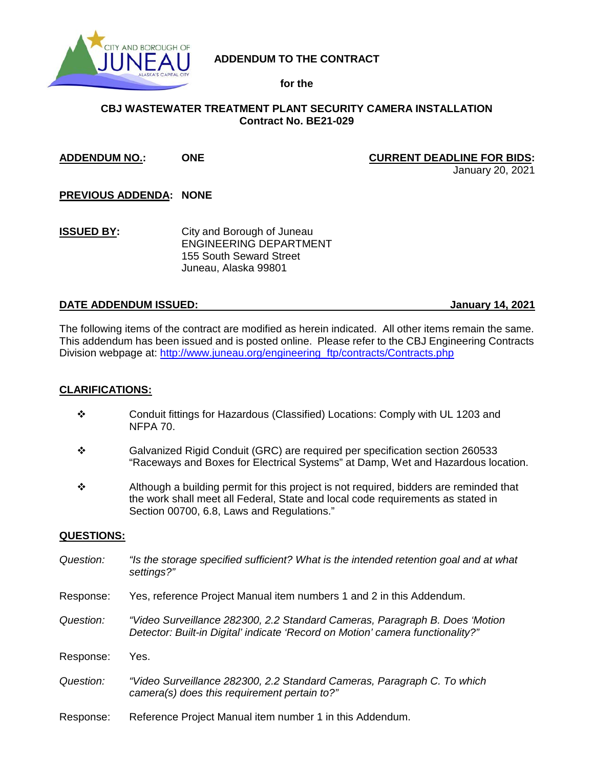# ADDENDUM TO THE CONTRACT

**for the**

**CBJ WASTEWATER TREATMENT PLANT SECURITY CAMERA INSTALLATION**
**Contract No. BE21-029**

**ADDENDUM NO.:** **ONE**

**CURRENT DEADLINE FOR BIDS:** January 20, 2021

**PREVIOUS ADDENDA:** **NONE**

**ISSUED BY:**
City and Borough of Juneau
ENGINEERING DEPARTMENT
155 South Seward Street
Juneau, Alaska 99801

**DATE ADDENDUM ISSUED:** **January 14, 2021**

The following items of the contract are modified as herein indicated. All other items remain the same. This addendum has been issued and is posted online. Please refer to the CBJ Engineering Contracts Division webpage at: http://www.juneau.org/engineering_ftp/contracts/Contracts.php

## CLARIFICATIONS:

- Conduit fittings for Hazardous (Classified) Locations: Comply with UL 1203 and NFPA 70.
- Galvanized Rigid Conduit (GRC) are required per specification section 260533 "Raceways and Boxes for Electrical Systems" at Damp, Wet and Hazardous location.
- Although a building permit for this project is not required, bidders are reminded that the work shall meet all Federal, State and local code requirements as stated in Section 00700, 6.8, Laws and Regulations."

## QUESTIONS:

*Question:* *"Is the storage specified sufficient? What is the intended retention goal and at what settings?"*

Response: Yes, reference Project Manual item numbers 1 and 2 in this Addendum.

*Question:* *"Video Surveillance 282300, 2.2 Standard Cameras, Paragraph B. Does 'Motion Detector: Built-in Digital' indicate 'Record on Motion' camera functionality?"*

Response: Yes.

*Question:* *"Video Surveillance 282300, 2.2 Standard Cameras, Paragraph C. To which camera(s) does this requirement pertain to?"*

Response: Reference Project Manual item number 1 in this Addendum.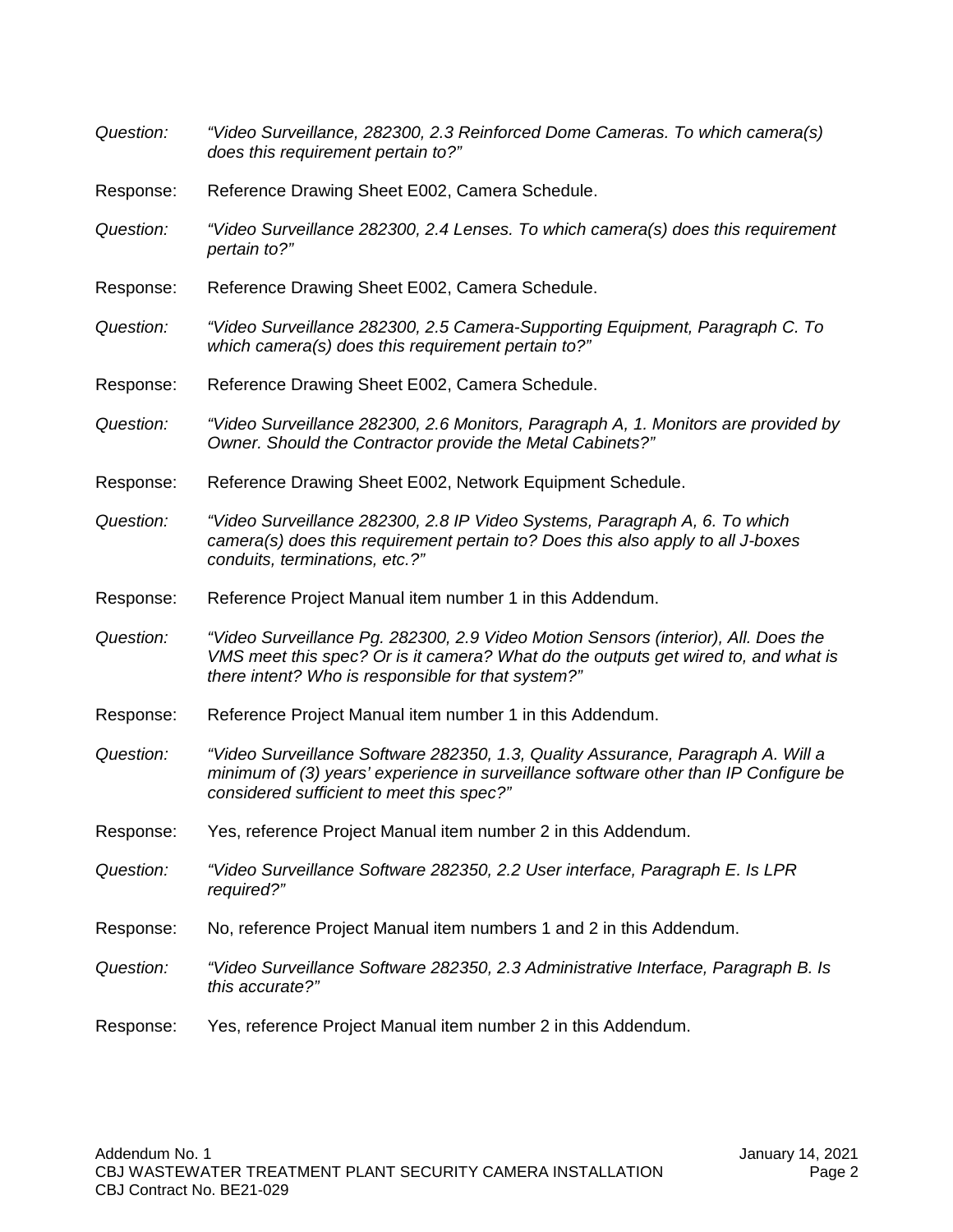*Question:* *"Video Surveillance, 282300, 2.3 Reinforced Dome Cameras. To which camera(s) does this requirement pertain to?"*

Response: Reference Drawing Sheet E002, Camera Schedule.

*Question:* *"Video Surveillance 282300, 2.4 Lenses. To which camera(s) does this requirement pertain to?"*

Response: Reference Drawing Sheet E002, Camera Schedule.

*Question:* *"Video Surveillance 282300, 2.5 Camera-Supporting Equipment, Paragraph C. To which camera(s) does this requirement pertain to?"*

Response: Reference Drawing Sheet E002, Camera Schedule.

*Question:* *"Video Surveillance 282300, 2.6 Monitors, Paragraph A, 1. Monitors are provided by Owner. Should the Contractor provide the Metal Cabinets?"*

Response: Reference Drawing Sheet E002, Network Equipment Schedule.

*Question:* *"Video Surveillance 282300, 2.8 IP Video Systems, Paragraph A, 6. To which camera(s) does this requirement pertain to? Does this also apply to all J-boxes conduits, terminations, etc.?"*

Response: Reference Project Manual item number 1 in this Addendum.

*Question:* *"Video Surveillance Pg. 282300, 2.9 Video Motion Sensors (interior), All. Does the VMS meet this spec? Or is it camera? What do the outputs get wired to, and what is there intent? Who is responsible for that system?"*

Response: Reference Project Manual item number 1 in this Addendum.

*Question:* *"Video Surveillance Software 282350, 1.3, Quality Assurance, Paragraph A. Will a minimum of (3) years' experience in surveillance software other than IP Configure be considered sufficient to meet this spec?"*

Response: Yes, reference Project Manual item number 2 in this Addendum.

*Question:* *"Video Surveillance Software 282350, 2.2 User interface, Paragraph E. Is LPR required?"*

Response: No, reference Project Manual item numbers 1 and 2 in this Addendum.

*Question:* *"Video Surveillance Software 282350, 2.3 Administrative Interface, Paragraph B. Is this accurate?"*

Response: Yes, reference Project Manual item number 2 in this Addendum.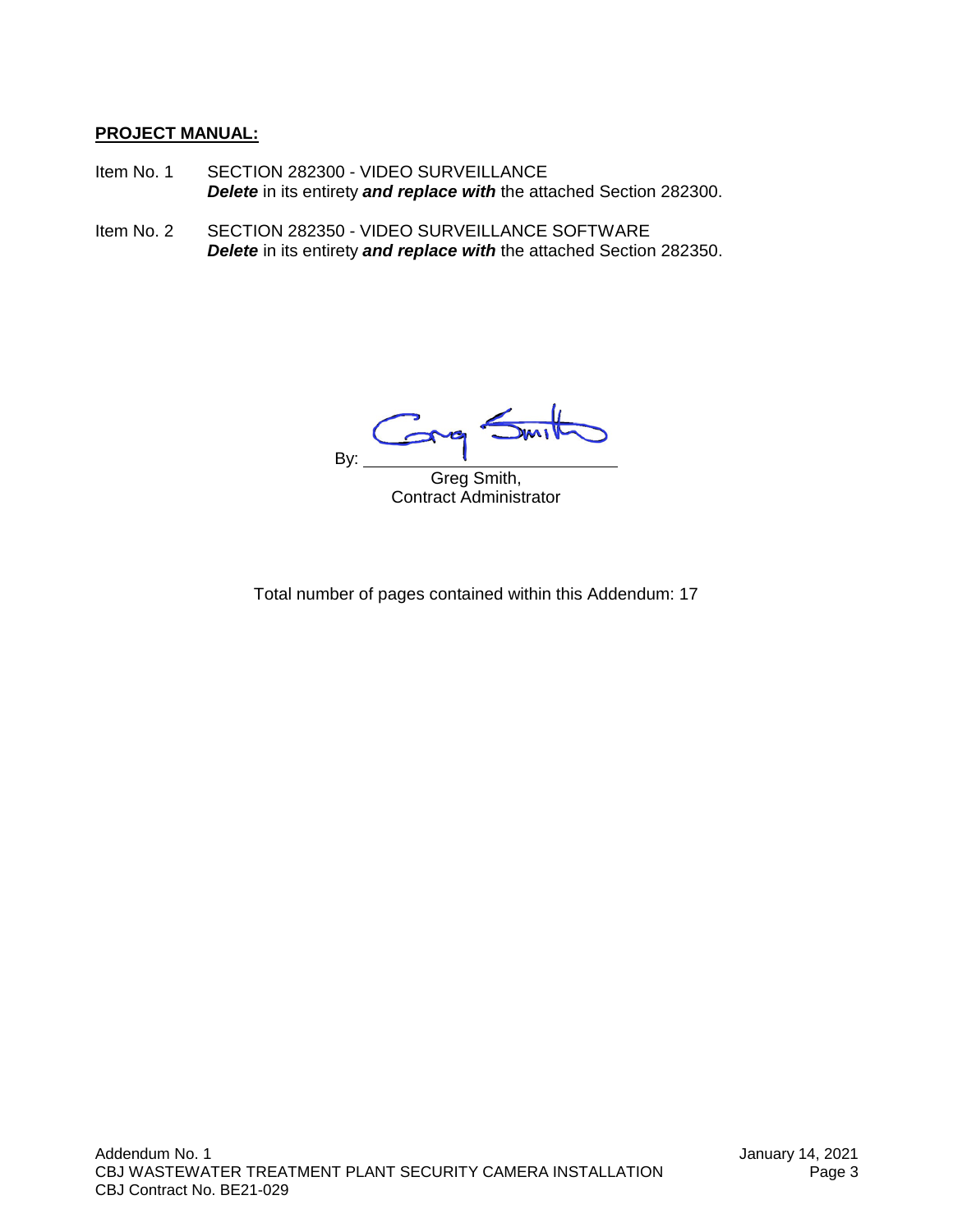**PROJECT MANUAL:**

Item No. 1 SECTION 282300 - VIDEO SURVEILLANCE
***Delete*** in its entirety ***and replace with*** the attached Section 282300.

Item No. 2 SECTION 282350 - VIDEO SURVEILLANCE SOFTWARE
***Delete*** in its entirety ***and replace with*** the attached Section 282350.

By: ______________________
Greg Smith,
Contract Administrator

Total number of pages contained within this Addendum: 17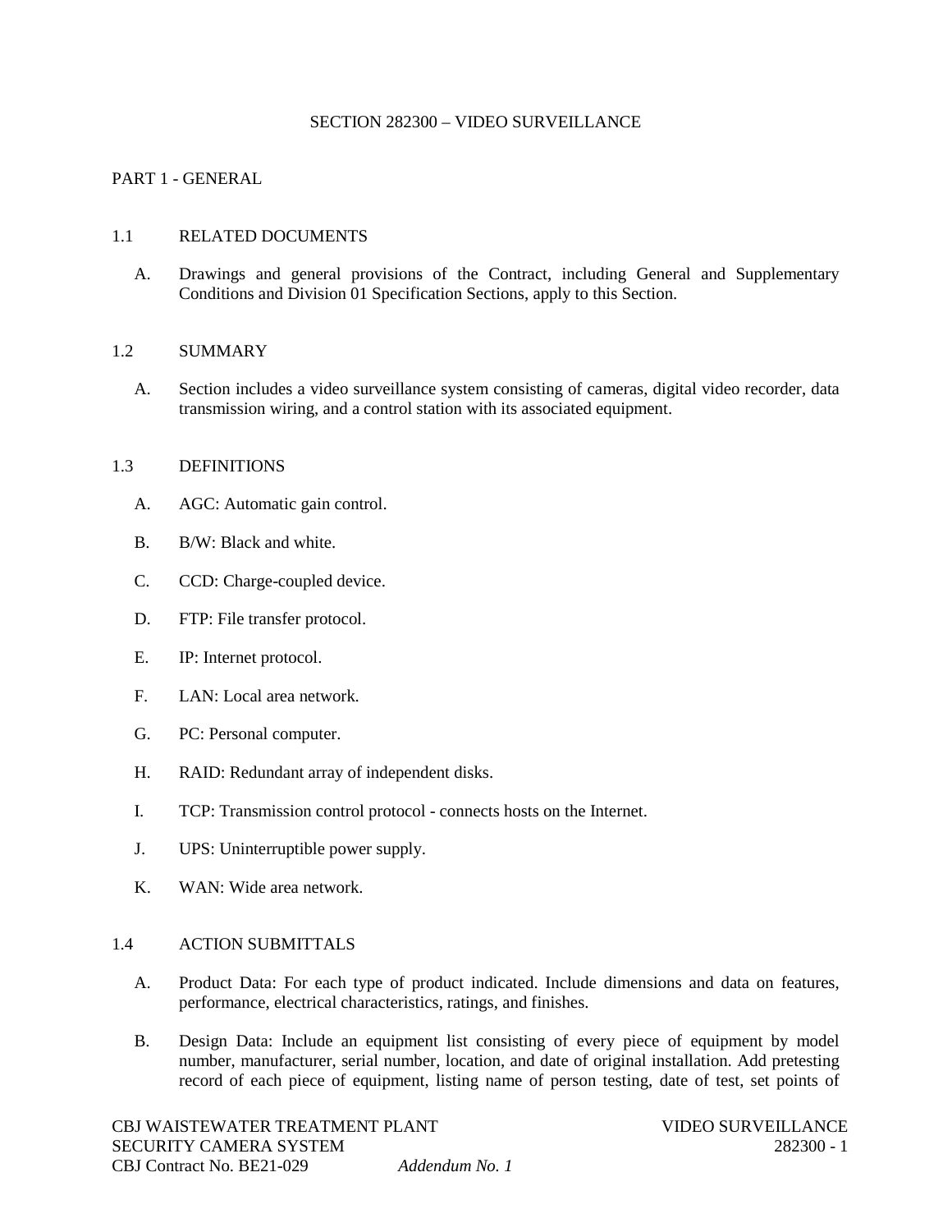# SECTION 282300 – VIDEO SURVEILLANCE

## PART 1 - GENERAL

### 1.1 RELATED DOCUMENTS

A. Drawings and general provisions of the Contract, including General and Supplementary Conditions and Division 01 Specification Sections, apply to this Section.

### 1.2 SUMMARY

A. Section includes a video surveillance system consisting of cameras, digital video recorder, data transmission wiring, and a control station with its associated equipment.

### 1.3 DEFINITIONS

A. AGC: Automatic gain control.

B. B/W: Black and white.

C. CCD: Charge-coupled device.

D. FTP: File transfer protocol.

E. IP: Internet protocol.

F. LAN: Local area network.

G. PC: Personal computer.

H. RAID: Redundant array of independent disks.

I. TCP: Transmission control protocol - connects hosts on the Internet.

J. UPS: Uninterruptible power supply.

K. WAN: Wide area network.

### 1.4 ACTION SUBMITTALS

A. Product Data: For each type of product indicated. Include dimensions and data on features, performance, electrical characteristics, ratings, and finishes.

B. Design Data: Include an equipment list consisting of every piece of equipment by model number, manufacturer, serial number, location, and date of original installation. Add pretesting record of each piece of equipment, listing name of person testing, date of test, set points of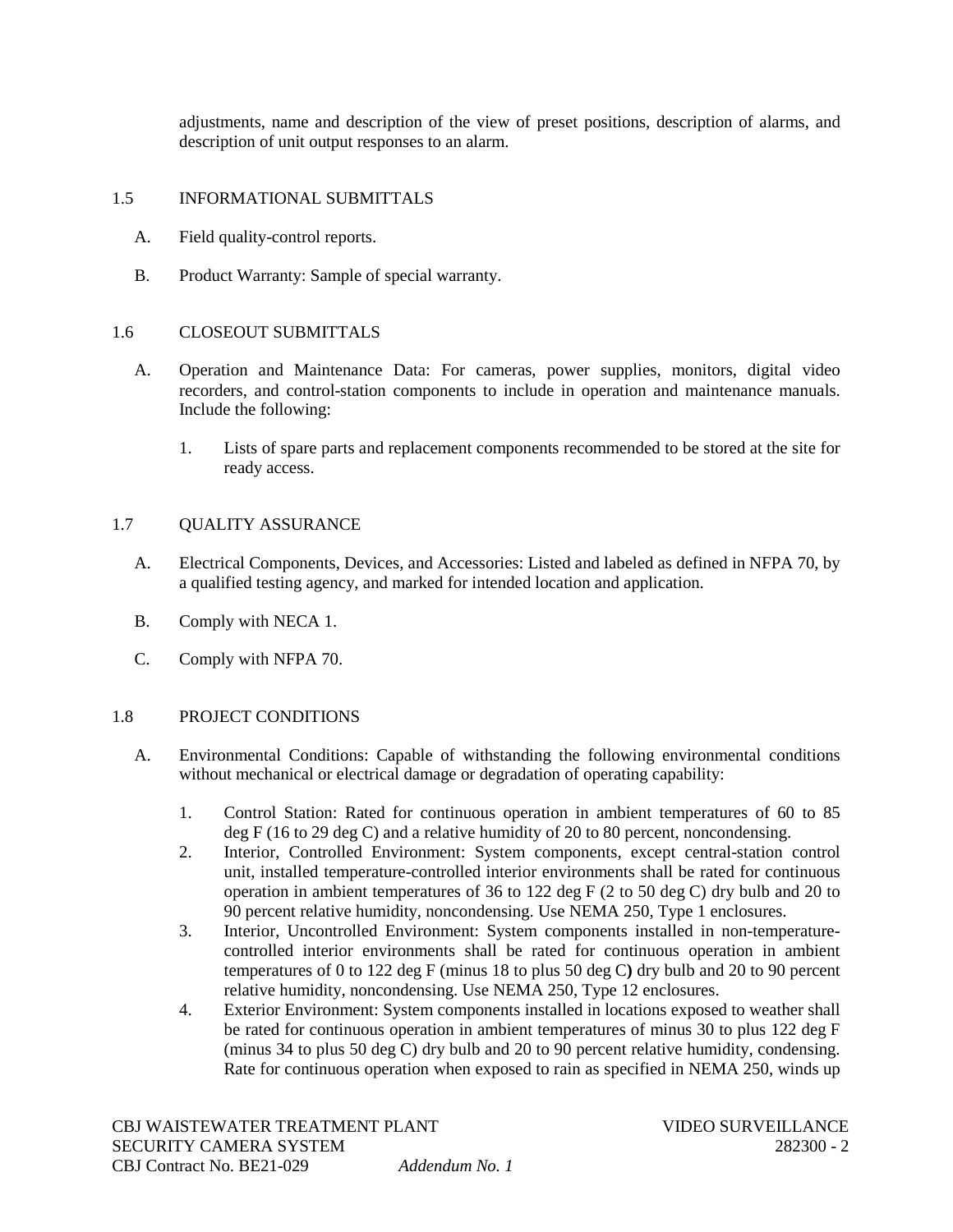adjustments, name and description of the view of preset positions, description of alarms, and description of unit output responses to an alarm.

## 1.5 INFORMATIONAL SUBMITTALS

A. Field quality-control reports.

B. Product Warranty: Sample of special warranty.

## 1.6 CLOSEOUT SUBMITTALS

A. Operation and Maintenance Data: For cameras, power supplies, monitors, digital video recorders, and control-station components to include in operation and maintenance manuals. Include the following:

1. Lists of spare parts and replacement components recommended to be stored at the site for ready access.

## 1.7 QUALITY ASSURANCE

A. Electrical Components, Devices, and Accessories: Listed and labeled as defined in NFPA 70, by a qualified testing agency, and marked for intended location and application.

B. Comply with NECA 1.

C. Comply with NFPA 70.

## 1.8 PROJECT CONDITIONS

A. Environmental Conditions: Capable of withstanding the following environmental conditions without mechanical or electrical damage or degradation of operating capability:

1. Control Station: Rated for continuous operation in ambient temperatures of 60 to 85 deg F (16 to 29 deg C) and a relative humidity of 20 to 80 percent, noncondensing.
2. Interior, Controlled Environment: System components, except central-station control unit, installed temperature-controlled interior environments shall be rated for continuous operation in ambient temperatures of 36 to 122 deg F (2 to 50 deg C) dry bulb and 20 to 90 percent relative humidity, noncondensing. Use NEMA 250, Type 1 enclosures.
3. Interior, Uncontrolled Environment: System components installed in non-temperature-controlled interior environments shall be rated for continuous operation in ambient temperatures of 0 to 122 deg F (minus 18 to plus 50 deg C**)** dry bulb and 20 to 90 percent relative humidity, noncondensing. Use NEMA 250, Type 12 enclosures.
4. Exterior Environment: System components installed in locations exposed to weather shall be rated for continuous operation in ambient temperatures of minus 30 to plus 122 deg F (minus 34 to plus 50 deg C) dry bulb and 20 to 90 percent relative humidity, condensing. Rate for continuous operation when exposed to rain as specified in NEMA 250, winds up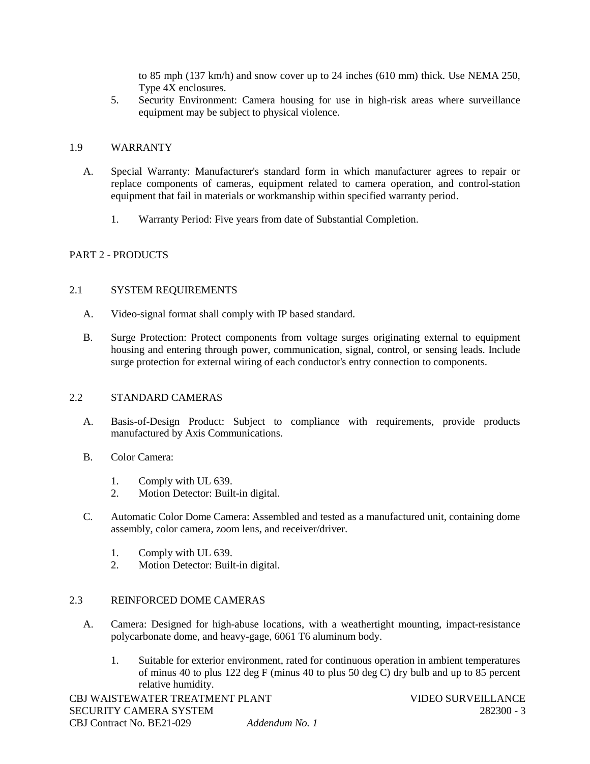to 85 mph (137 km/h) and snow cover up to 24 inches (610 mm) thick. Use NEMA 250, Type 4X enclosures.

5. Security Environment: Camera housing for use in high-risk areas where surveillance equipment may be subject to physical violence.

## 1.9 WARRANTY

A. Special Warranty: Manufacturer's standard form in which manufacturer agrees to repair or replace components of cameras, equipment related to camera operation, and control-station equipment that fail in materials or workmanship within specified warranty period.

   1. Warranty Period: Five years from date of Substantial Completion.

# PART 2 - PRODUCTS

## 2.1 SYSTEM REQUIREMENTS

A. Video-signal format shall comply with IP based standard.

B. Surge Protection: Protect components from voltage surges originating external to equipment housing and entering through power, communication, signal, control, or sensing leads. Include surge protection for external wiring of each conductor's entry connection to components.

## 2.2 STANDARD CAMERAS

A. Basis-of-Design Product: Subject to compliance with requirements, provide products manufactured by Axis Communications.

B. Color Camera:

   1. Comply with UL 639.
   2. Motion Detector: Built-in digital.

C. Automatic Color Dome Camera: Assembled and tested as a manufactured unit, containing dome assembly, color camera, zoom lens, and receiver/driver.

   1. Comply with UL 639.
   2. Motion Detector: Built-in digital.

## 2.3 REINFORCED DOME CAMERAS

A. Camera: Designed for high-abuse locations, with a weathertight mounting, impact-resistance polycarbonate dome, and heavy-gage, 6061 T6 aluminum body.

   1. Suitable for exterior environment, rated for continuous operation in ambient temperatures of minus 40 to plus 122 deg F (minus 40 to plus 50 deg C) dry bulb and up to 85 percent relative humidity.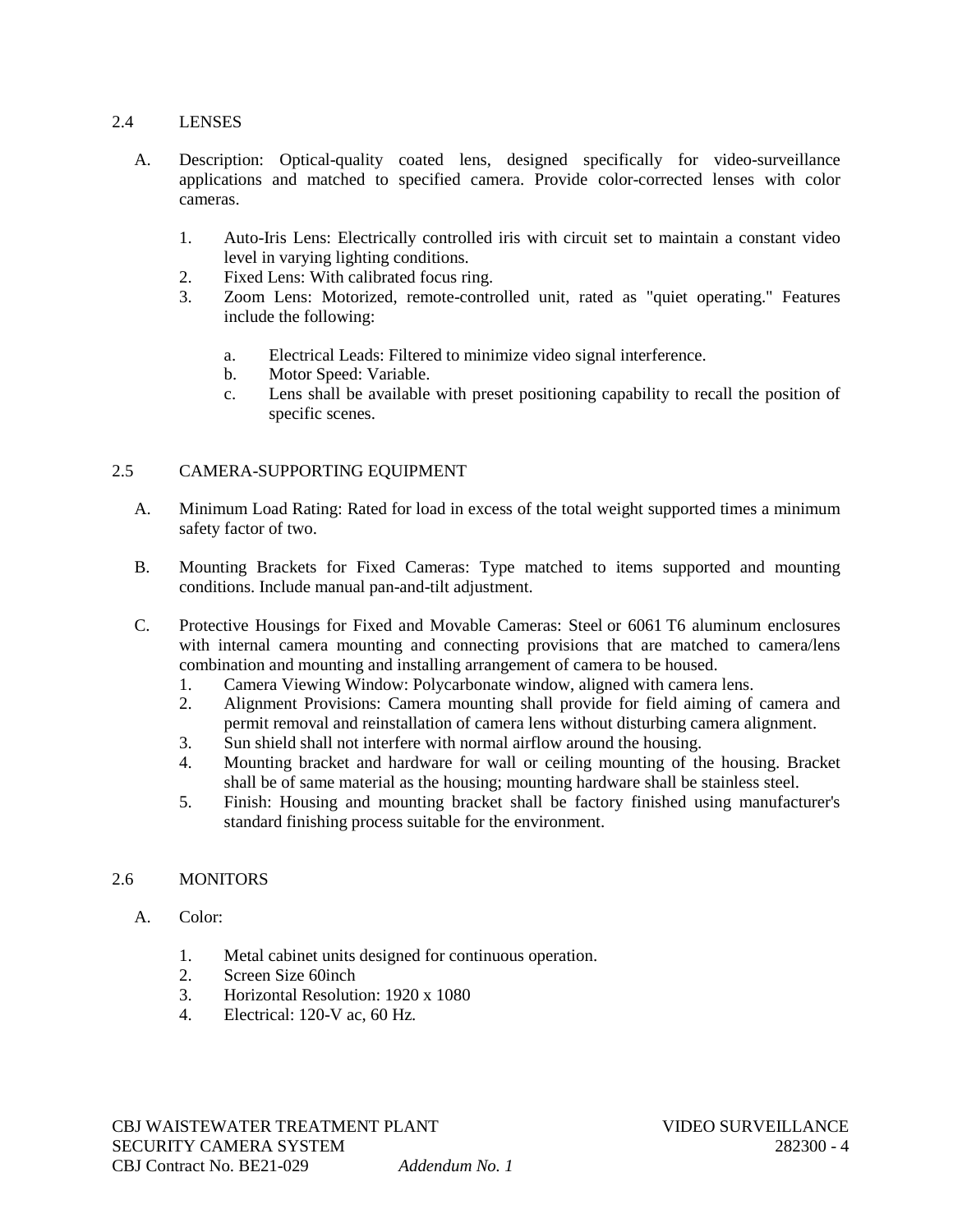## 2.4 LENSES

A. Description: Optical-quality coated lens, designed specifically for video-surveillance applications and matched to specified camera. Provide color-corrected lenses with color cameras.

1. Auto-Iris Lens: Electrically controlled iris with circuit set to maintain a constant video level in varying lighting conditions.
2. Fixed Lens: With calibrated focus ring.
3. Zoom Lens: Motorized, remote-controlled unit, rated as "quiet operating." Features include the following:
    a. Electrical Leads: Filtered to minimize video signal interference.
    b. Motor Speed: Variable.
    c. Lens shall be available with preset positioning capability to recall the position of specific scenes.

## 2.5 CAMERA-SUPPORTING EQUIPMENT

A. Minimum Load Rating: Rated for load in excess of the total weight supported times a minimum safety factor of two.

B. Mounting Brackets for Fixed Cameras: Type matched to items supported and mounting conditions. Include manual pan-and-tilt adjustment.

C. Protective Housings for Fixed and Movable Cameras: Steel or 6061 T6 aluminum enclosures with internal camera mounting and connecting provisions that are matched to camera/lens combination and mounting and installing arrangement of camera to be housed.

1. Camera Viewing Window: Polycarbonate window, aligned with camera lens.
2. Alignment Provisions: Camera mounting shall provide for field aiming of camera and permit removal and reinstallation of camera lens without disturbing camera alignment.
3. Sun shield shall not interfere with normal airflow around the housing.
4. Mounting bracket and hardware for wall or ceiling mounting of the housing. Bracket shall be of same material as the housing; mounting hardware shall be stainless steel.
5. Finish: Housing and mounting bracket shall be factory finished using manufacturer's standard finishing process suitable for the environment.

## 2.6 MONITORS

A. Color:

1. Metal cabinet units designed for continuous operation.
2. Screen Size 60inch
3. Horizontal Resolution: 1920 x 1080
4. Electrical: 120-V ac, 60 Hz.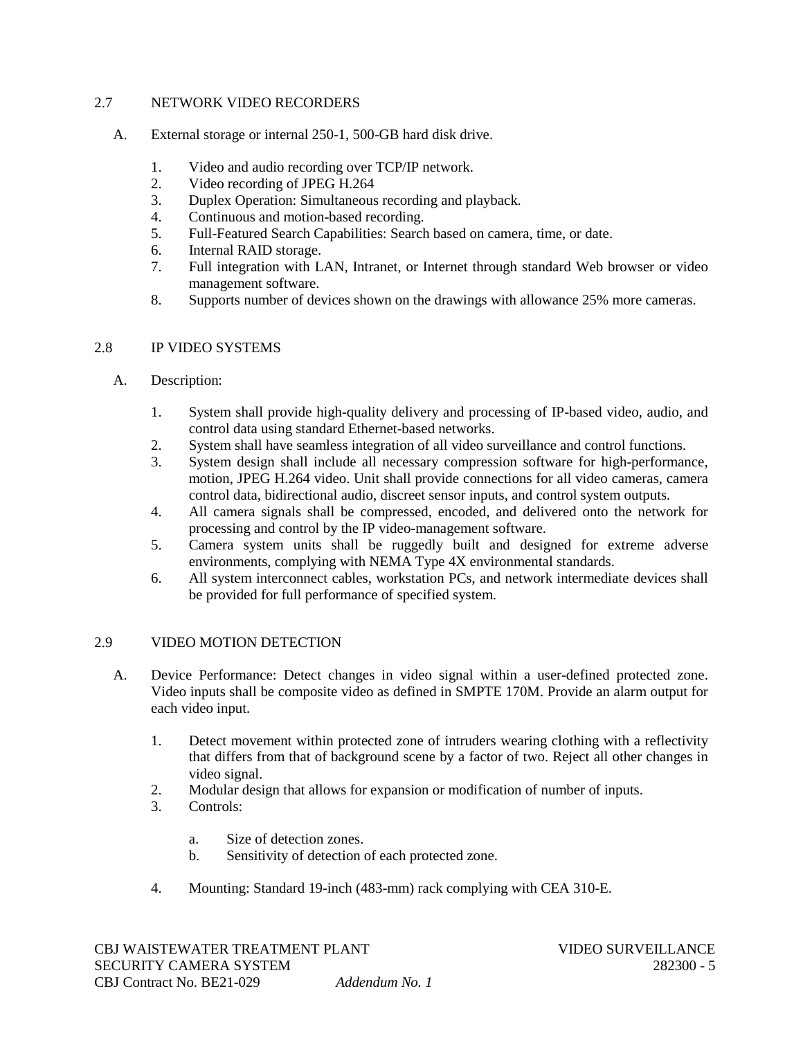## 2.7 NETWORK VIDEO RECORDERS

A. External storage or internal 250-1, 500-GB hard disk drive.

1. Video and audio recording over TCP/IP network.
2. Video recording of JPEG H.264
3. Duplex Operation: Simultaneous recording and playback.
4. Continuous and motion-based recording.
5. Full-Featured Search Capabilities: Search based on camera, time, or date.
6. Internal RAID storage.
7. Full integration with LAN, Intranet, or Internet through standard Web browser or video management software.
8. Supports number of devices shown on the drawings with allowance 25% more cameras.

## 2.8 IP VIDEO SYSTEMS

A. Description:

1. System shall provide high-quality delivery and processing of IP-based video, audio, and control data using standard Ethernet-based networks.
2. System shall have seamless integration of all video surveillance and control functions.
3. System design shall include all necessary compression software for high-performance, motion, JPEG H.264 video. Unit shall provide connections for all video cameras, camera control data, bidirectional audio, discreet sensor inputs, and control system outputs.
4. All camera signals shall be compressed, encoded, and delivered onto the network for processing and control by the IP video-management software.
5. Camera system units shall be ruggedly built and designed for extreme adverse environments, complying with NEMA Type 4X environmental standards.
6. All system interconnect cables, workstation PCs, and network intermediate devices shall be provided for full performance of specified system.

## 2.9 VIDEO MOTION DETECTION

A. Device Performance: Detect changes in video signal within a user-defined protected zone. Video inputs shall be composite video as defined in SMPTE 170M. Provide an alarm output for each video input.

1. Detect movement within protected zone of intruders wearing clothing with a reflectivity that differs from that of background scene by a factor of two. Reject all other changes in video signal.
2. Modular design that allows for expansion or modification of number of inputs.
3. Controls:
   a. Size of detection zones.
   b. Sensitivity of detection of each protected zone.
4. Mounting: Standard 19-inch (483-mm) rack complying with CEA 310-E.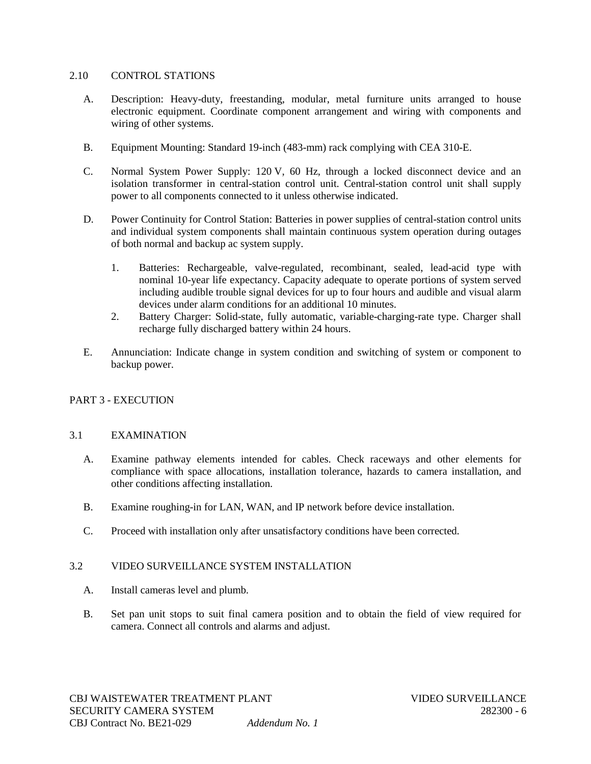## 2.10 CONTROL STATIONS

A. Description: Heavy-duty, freestanding, modular, metal furniture units arranged to house electronic equipment. Coordinate component arrangement and wiring with components and wiring of other systems.

B. Equipment Mounting: Standard 19-inch (483-mm) rack complying with CEA 310-E.

C. Normal System Power Supply: 120 V, 60 Hz, through a locked disconnect device and an isolation transformer in central-station control unit. Central-station control unit shall supply power to all components connected to it unless otherwise indicated.

D. Power Continuity for Control Station: Batteries in power supplies of central-station control units and individual system components shall maintain continuous system operation during outages of both normal and backup ac system supply.

1. Batteries: Rechargeable, valve-regulated, recombinant, sealed, lead-acid type with nominal 10-year life expectancy. Capacity adequate to operate portions of system served including audible trouble signal devices for up to four hours and audible and visual alarm devices under alarm conditions for an additional 10 minutes.
2. Battery Charger: Solid-state, fully automatic, variable-charging-rate type. Charger shall recharge fully discharged battery within 24 hours.

E. Annunciation: Indicate change in system condition and switching of system or component to backup power.

# PART 3 - EXECUTION

## 3.1 EXAMINATION

A. Examine pathway elements intended for cables. Check raceways and other elements for compliance with space allocations, installation tolerance, hazards to camera installation, and other conditions affecting installation.

B. Examine roughing-in for LAN, WAN, and IP network before device installation.

C. Proceed with installation only after unsatisfactory conditions have been corrected.

## 3.2 VIDEO SURVEILLANCE SYSTEM INSTALLATION

A. Install cameras level and plumb.

B. Set pan unit stops to suit final camera position and to obtain the field of view required for camera. Connect all controls and alarms and adjust.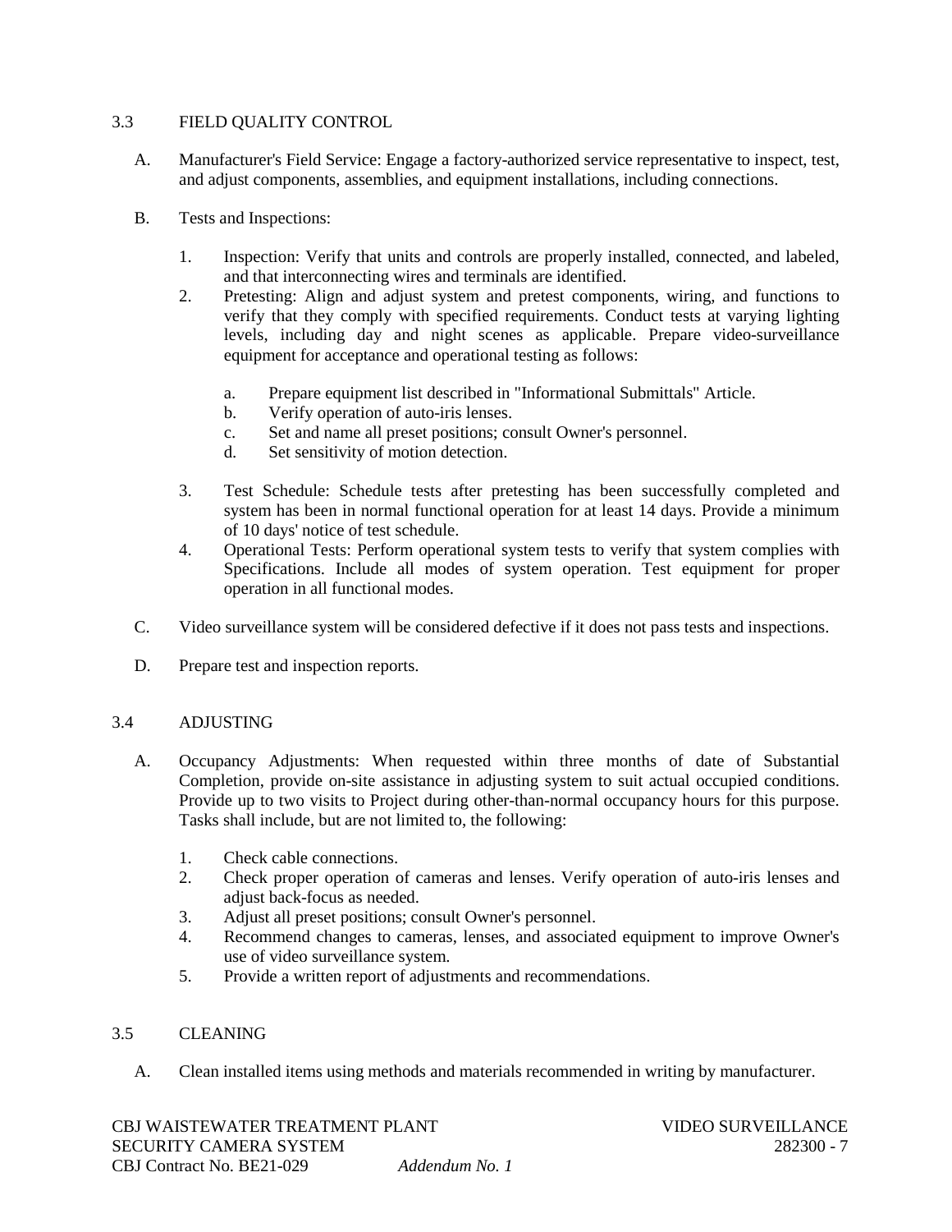## 3.3 FIELD QUALITY CONTROL

A. Manufacturer's Field Service: Engage a factory-authorized service representative to inspect, test, and adjust components, assemblies, and equipment installations, including connections.

B. Tests and Inspections:

   1. Inspection: Verify that units and controls are properly installed, connected, and labeled, and that interconnecting wires and terminals are identified.
   2. Pretesting: Align and adjust system and pretest components, wiring, and functions to verify that they comply with specified requirements. Conduct tests at varying lighting levels, including day and night scenes as applicable. Prepare video-surveillance equipment for acceptance and operational testing as follows:

      a. Prepare equipment list described in "Informational Submittals" Article.
      b. Verify operation of auto-iris lenses.
      c. Set and name all preset positions; consult Owner's personnel.
      d. Set sensitivity of motion detection.

   3. Test Schedule: Schedule tests after pretesting has been successfully completed and system has been in normal functional operation for at least 14 days. Provide a minimum of 10 days' notice of test schedule.
   4. Operational Tests: Perform operational system tests to verify that system complies with Specifications. Include all modes of system operation. Test equipment for proper operation in all functional modes.

C. Video surveillance system will be considered defective if it does not pass tests and inspections.

D. Prepare test and inspection reports.

## 3.4 ADJUSTING

A. Occupancy Adjustments: When requested within three months of date of Substantial Completion, provide on-site assistance in adjusting system to suit actual occupied conditions. Provide up to two visits to Project during other-than-normal occupancy hours for this purpose. Tasks shall include, but are not limited to, the following:

   1. Check cable connections.
   2. Check proper operation of cameras and lenses. Verify operation of auto-iris lenses and adjust back-focus as needed.
   3. Adjust all preset positions; consult Owner's personnel.
   4. Recommend changes to cameras, lenses, and associated equipment to improve Owner's use of video surveillance system.
   5. Provide a written report of adjustments and recommendations.

## 3.5 CLEANING

A. Clean installed items using methods and materials recommended in writing by manufacturer.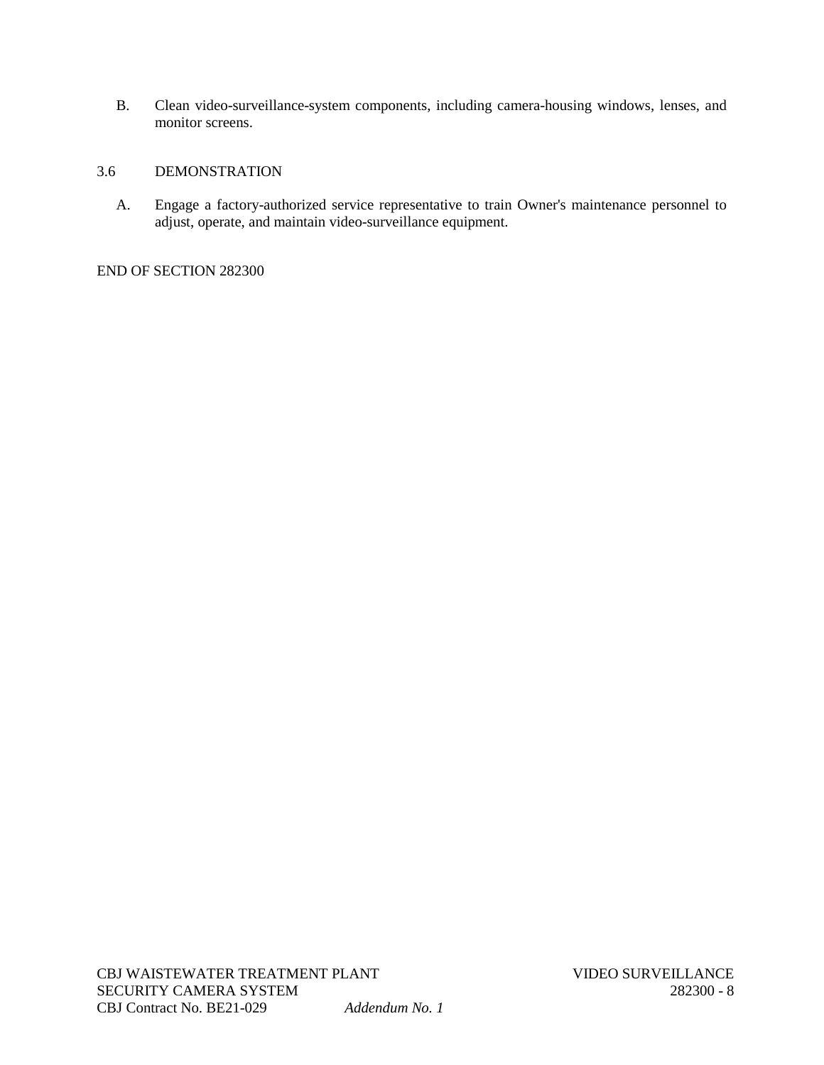B. Clean video-surveillance-system components, including camera-housing windows, lenses, and monitor screens.

## 3.6 DEMONSTRATION

A. Engage a factory-authorized service representative to train Owner's maintenance personnel to adjust, operate, and maintain video-surveillance equipment.

END OF SECTION 282300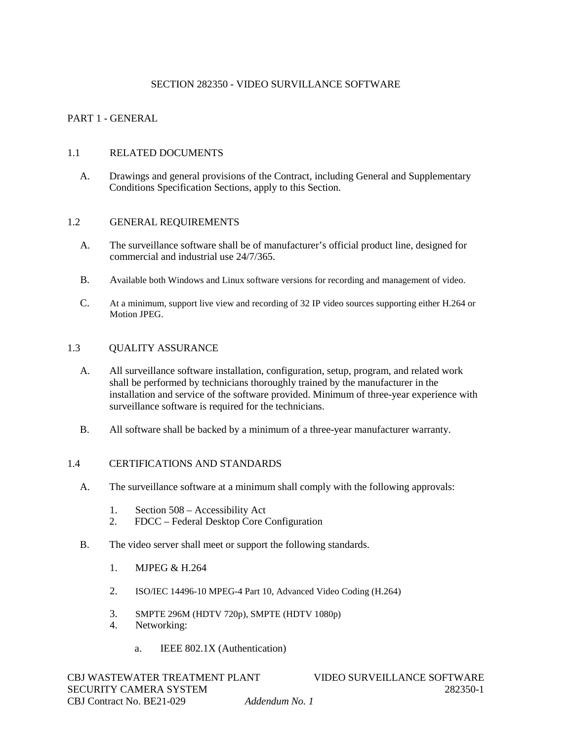# SECTION 282350 - VIDEO SURVILLANCE SOFTWARE

## PART 1 - GENERAL

### 1.1 RELATED DOCUMENTS

A. Drawings and general provisions of the Contract, including General and Supplementary Conditions Specification Sections, apply to this Section.

### 1.2 GENERAL REQUIREMENTS

A. The surveillance software shall be of manufacturer's official product line, designed for commercial and industrial use 24/7/365.

B. Available both Windows and Linux software versions for recording and management of video.

C. At a minimum, support live view and recording of 32 IP video sources supporting either H.264 or Motion JPEG.

### 1.3 QUALITY ASSURANCE

A. All surveillance software installation, configuration, setup, program, and related work shall be performed by technicians thoroughly trained by the manufacturer in the installation and service of the software provided. Minimum of three-year experience with surveillance software is required for the technicians.

B. All software shall be backed by a minimum of a three-year manufacturer warranty.

### 1.4 CERTIFICATIONS AND STANDARDS

A. The surveillance software at a minimum shall comply with the following approvals:

1. Section 508 – Accessibility Act
2. FDCC – Federal Desktop Core Configuration

B. The video server shall meet or support the following standards.

1. MJPEG & H.264
2. ISO/IEC 14496-10 MPEG-4 Part 10, Advanced Video Coding (H.264)
3. SMPTE 296M (HDTV 720p), SMPTE (HDTV 1080p)
4. Networking:
   a. IEEE 802.1X (Authentication)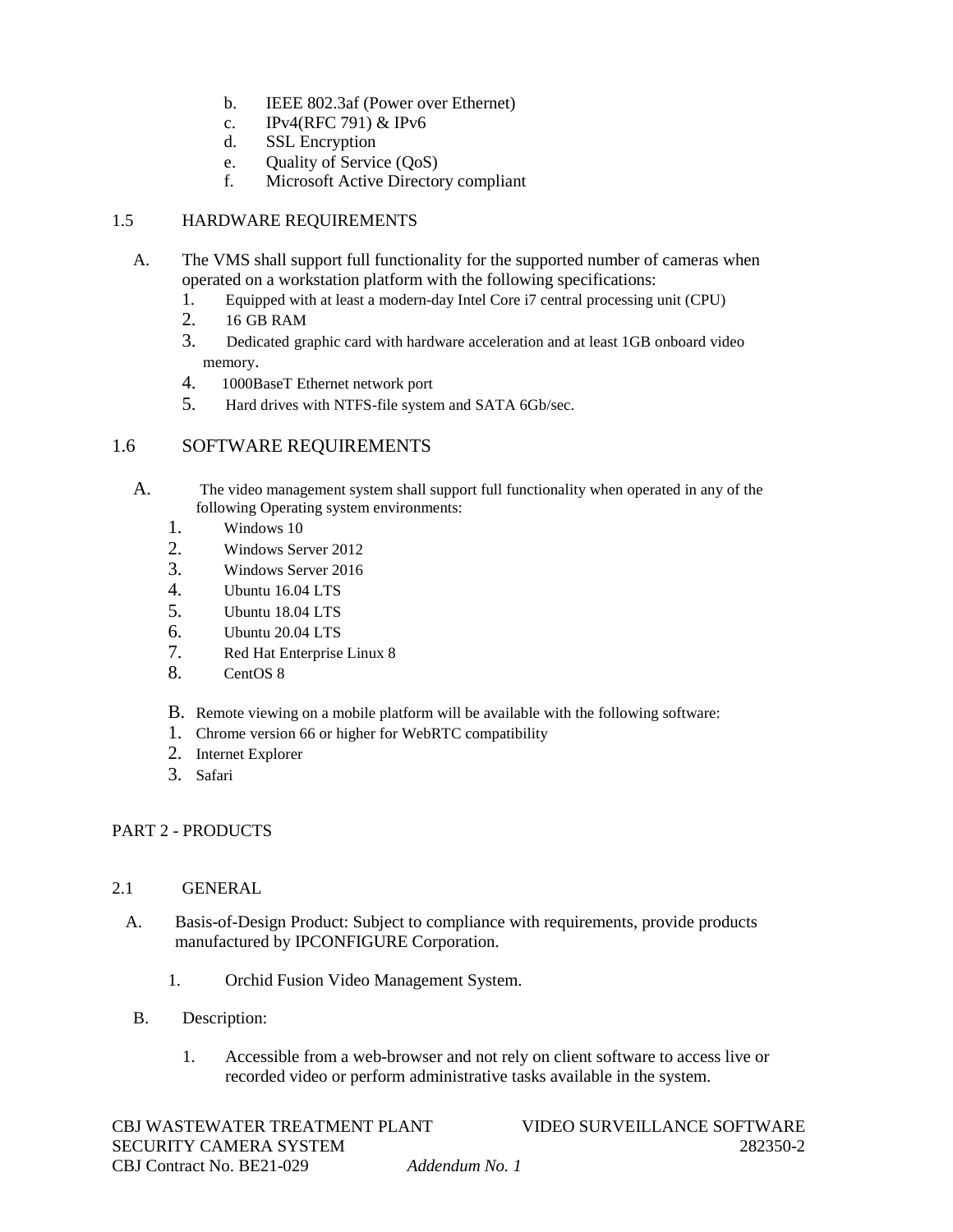b. IEEE 802.3af (Power over Ethernet)
c. IPv4(RFC 791) & IPv6
d. SSL Encryption
e. Quality of Service (QoS)
f. Microsoft Active Directory compliant

## 1.5 HARDWARE REQUIREMENTS

A. The VMS shall support full functionality for the supported number of cameras when operated on a workstation platform with the following specifications:

1. Equipped with at least a modern-day Intel Core i7 central processing unit (CPU)
2. 16 GB RAM
3. Dedicated graphic card with hardware acceleration and at least 1GB onboard video memory.
4. 1000BaseT Ethernet network port
5. Hard drives with NTFS-file system and SATA 6Gb/sec.

## 1.6 SOFTWARE REQUIREMENTS

A. The video management system shall support full functionality when operated in any of the following Operating system environments:

1. Windows 10
2. Windows Server 2012
3. Windows Server 2016
4. Ubuntu 16.04 LTS
5. Ubuntu 18.04 LTS
6. Ubuntu 20.04 LTS
7. Red Hat Enterprise Linux 8
8. CentOS 8

B. Remote viewing on a mobile platform will be available with the following software:

1. Chrome version 66 or higher for WebRTC compatibility
2. Internet Explorer
3. Safari

# PART 2 - PRODUCTS

## 2.1 GENERAL

A. Basis-of-Design Product: Subject to compliance with requirements, provide products manufactured by IPCONFIGURE Corporation.

1. Orchid Fusion Video Management System.

B. Description:

1. Accessible from a web-browser and not rely on client software to access live or recorded video or perform administrative tasks available in the system.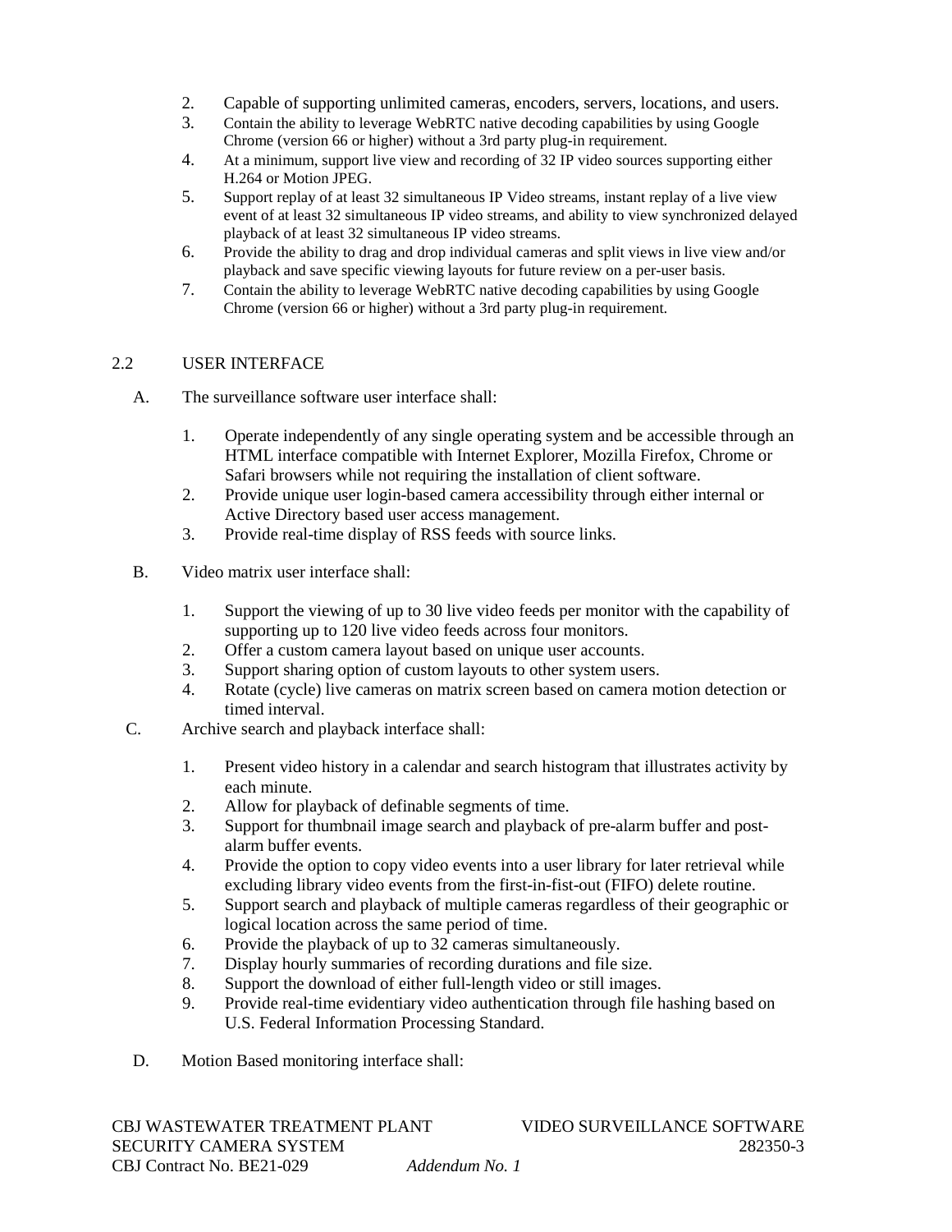2. Capable of supporting unlimited cameras, encoders, servers, locations, and users.
3. Contain the ability to leverage WebRTC native decoding capabilities by using Google Chrome (version 66 or higher) without a 3rd party plug-in requirement.
4. At a minimum, support live view and recording of 32 IP video sources supporting either H.264 or Motion JPEG.
5. Support replay of at least 32 simultaneous IP Video streams, instant replay of a live view event of at least 32 simultaneous IP video streams, and ability to view synchronized delayed playback of at least 32 simultaneous IP video streams.
6. Provide the ability to drag and drop individual cameras and split views in live view and/or playback and save specific viewing layouts for future review on a per-user basis.
7. Contain the ability to leverage WebRTC native decoding capabilities by using Google Chrome (version 66 or higher) without a 3rd party plug-in requirement.

## 2.2 USER INTERFACE

A. The surveillance software user interface shall:

1. Operate independently of any single operating system and be accessible through an HTML interface compatible with Internet Explorer, Mozilla Firefox, Chrome or Safari browsers while not requiring the installation of client software.
2. Provide unique user login-based camera accessibility through either internal or Active Directory based user access management.
3. Provide real-time display of RSS feeds with source links.

B. Video matrix user interface shall:

1. Support the viewing of up to 30 live video feeds per monitor with the capability of supporting up to 120 live video feeds across four monitors.
2. Offer a custom camera layout based on unique user accounts.
3. Support sharing option of custom layouts to other system users.
4. Rotate (cycle) live cameras on matrix screen based on camera motion detection or timed interval.

C. Archive search and playback interface shall:

1. Present video history in a calendar and search histogram that illustrates activity by each minute.
2. Allow for playback of definable segments of time.
3. Support for thumbnail image search and playback of pre-alarm buffer and post-alarm buffer events.
4. Provide the option to copy video events into a user library for later retrieval while excluding library video events from the first-in-fist-out (FIFO) delete routine.
5. Support search and playback of multiple cameras regardless of their geographic or logical location across the same period of time.
6. Provide the playback of up to 32 cameras simultaneously.
7. Display hourly summaries of recording durations and file size.
8. Support the download of either full-length video or still images.
9. Provide real-time evidentiary video authentication through file hashing based on U.S. Federal Information Processing Standard.

D. Motion Based monitoring interface shall: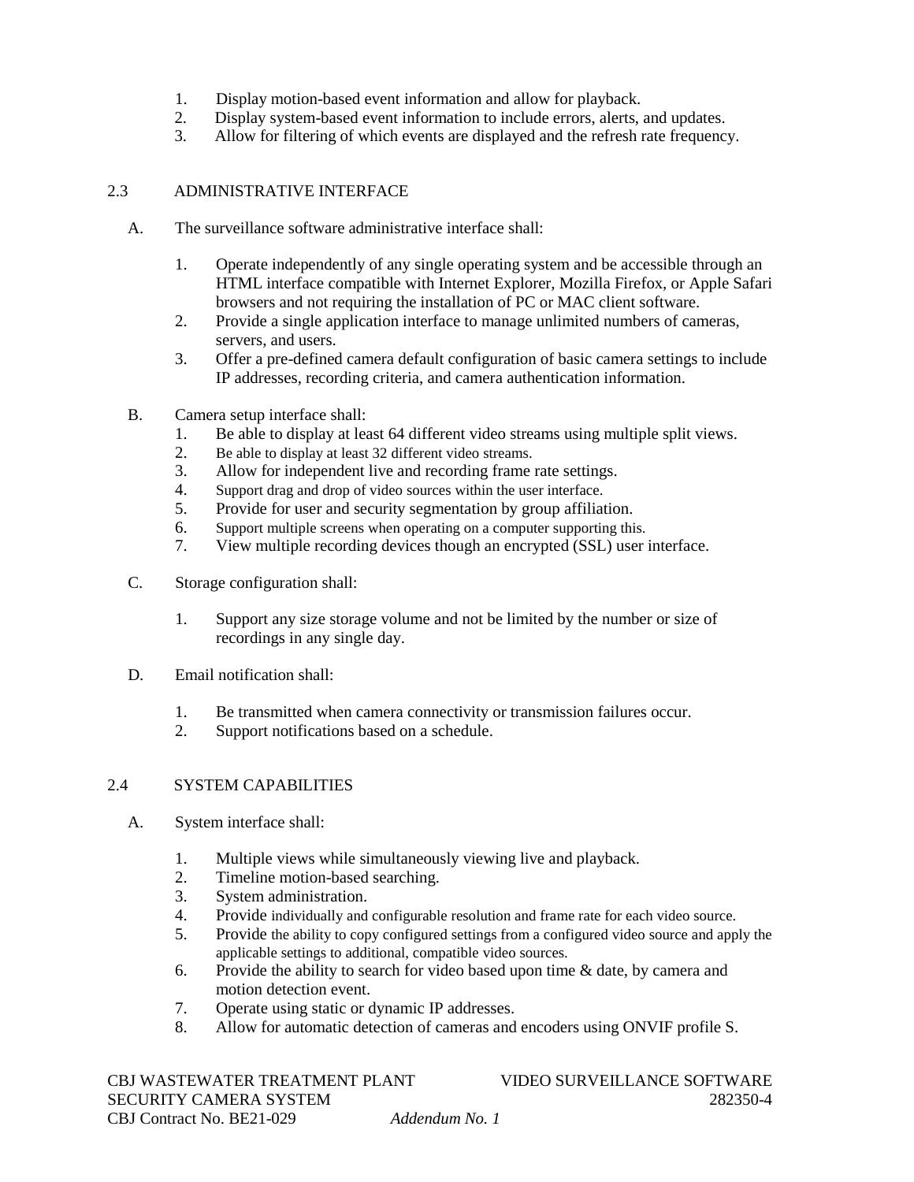1. Display motion-based event information and allow for playback.
2. Display system-based event information to include errors, alerts, and updates.
3. Allow for filtering of which events are displayed and the refresh rate frequency.

## 2.3 ADMINISTRATIVE INTERFACE

A. The surveillance software administrative interface shall:

1. Operate independently of any single operating system and be accessible through an HTML interface compatible with Internet Explorer, Mozilla Firefox, or Apple Safari browsers and not requiring the installation of PC or MAC client software.
2. Provide a single application interface to manage unlimited numbers of cameras, servers, and users.
3. Offer a pre-defined camera default configuration of basic camera settings to include IP addresses, recording criteria, and camera authentication information.

B. Camera setup interface shall:

1. Be able to display at least 64 different video streams using multiple split views.
2. Be able to display at least 32 different video streams.
3. Allow for independent live and recording frame rate settings.
4. Support drag and drop of video sources within the user interface.
5. Provide for user and security segmentation by group affiliation.
6. Support multiple screens when operating on a computer supporting this.
7. View multiple recording devices though an encrypted (SSL) user interface.

C. Storage configuration shall:

1. Support any size storage volume and not be limited by the number or size of recordings in any single day.

D. Email notification shall:

1. Be transmitted when camera connectivity or transmission failures occur.
2. Support notifications based on a schedule.

## 2.4 SYSTEM CAPABILITIES

A. System interface shall:

1. Multiple views while simultaneously viewing live and playback.
2. Timeline motion-based searching.
3. System administration.
4. Provide individually and configurable resolution and frame rate for each video source.
5. Provide the ability to copy configured settings from a configured video source and apply the applicable settings to additional, compatible video sources.
6. Provide the ability to search for video based upon time & date, by camera and motion detection event.
7. Operate using static or dynamic IP addresses.
8. Allow for automatic detection of cameras and encoders using ONVIF profile S.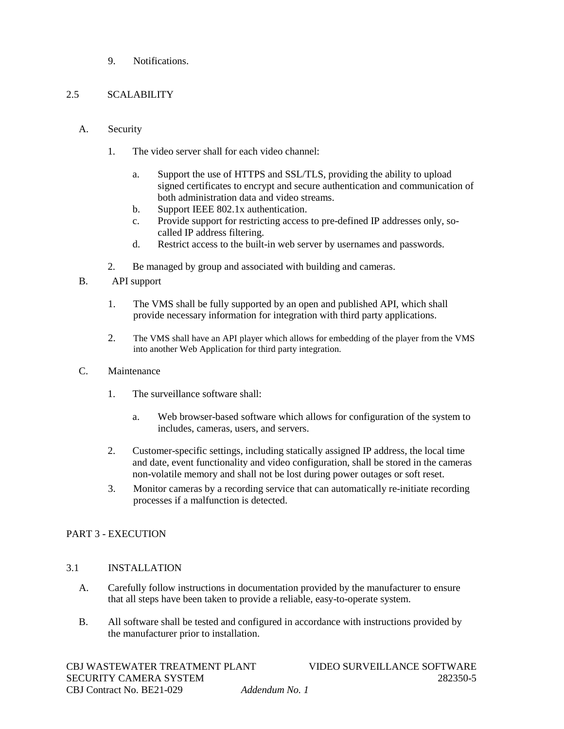9. Notifications.

## 2.5 SCALABILITY

A. Security

1. The video server shall for each video channel:

    a. Support the use of HTTPS and SSL/TLS, providing the ability to upload signed certificates to encrypt and secure authentication and communication of both administration data and video streams.
    b. Support IEEE 802.1x authentication.
    c. Provide support for restricting access to pre-defined IP addresses only, so-called IP address filtering.
    d. Restrict access to the built-in web server by usernames and passwords.

2. Be managed by group and associated with building and cameras.

B. API support

1. The VMS shall be fully supported by an open and published API, which shall provide necessary information for integration with third party applications.

2. The VMS shall have an API player which allows for embedding of the player from the VMS into another Web Application for third party integration.

C. Maintenance

1. The surveillance software shall:

    a. Web browser-based software which allows for configuration of the system to includes, cameras, users, and servers.

2. Customer-specific settings, including statically assigned IP address, the local time and date, event functionality and video configuration, shall be stored in the cameras non-volatile memory and shall not be lost during power outages or soft reset.

3. Monitor cameras by a recording service that can automatically re-initiate recording processes if a malfunction is detected.

# PART 3 - EXECUTION

## 3.1 INSTALLATION

A. Carefully follow instructions in documentation provided by the manufacturer to ensure that all steps have been taken to provide a reliable, easy-to-operate system.

B. All software shall be tested and configured in accordance with instructions provided by the manufacturer prior to installation.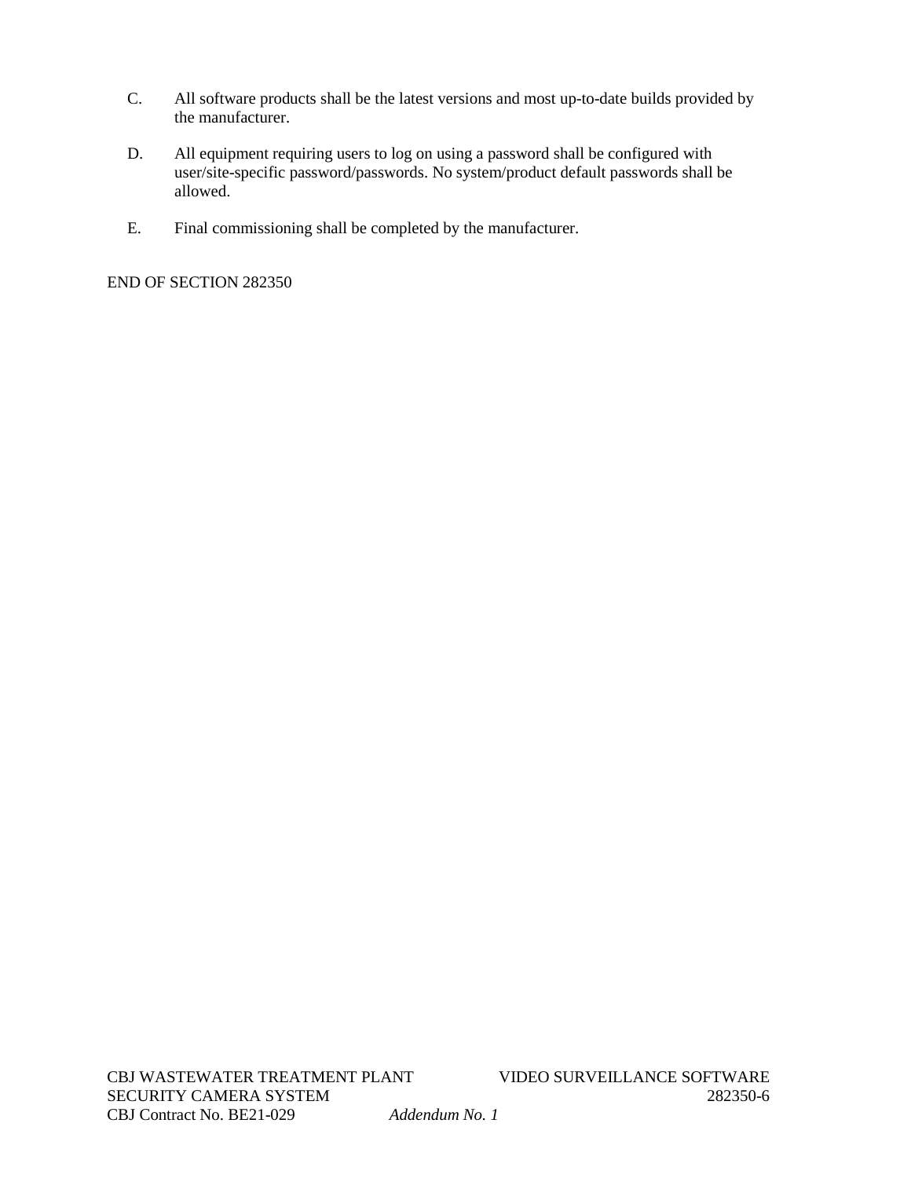C. All software products shall be the latest versions and most up-to-date builds provided by the manufacturer.

D. All equipment requiring users to log on using a password shall be configured with user/site-specific password/passwords. No system/product default passwords shall be allowed.

E. Final commissioning shall be completed by the manufacturer.

END OF SECTION 282350